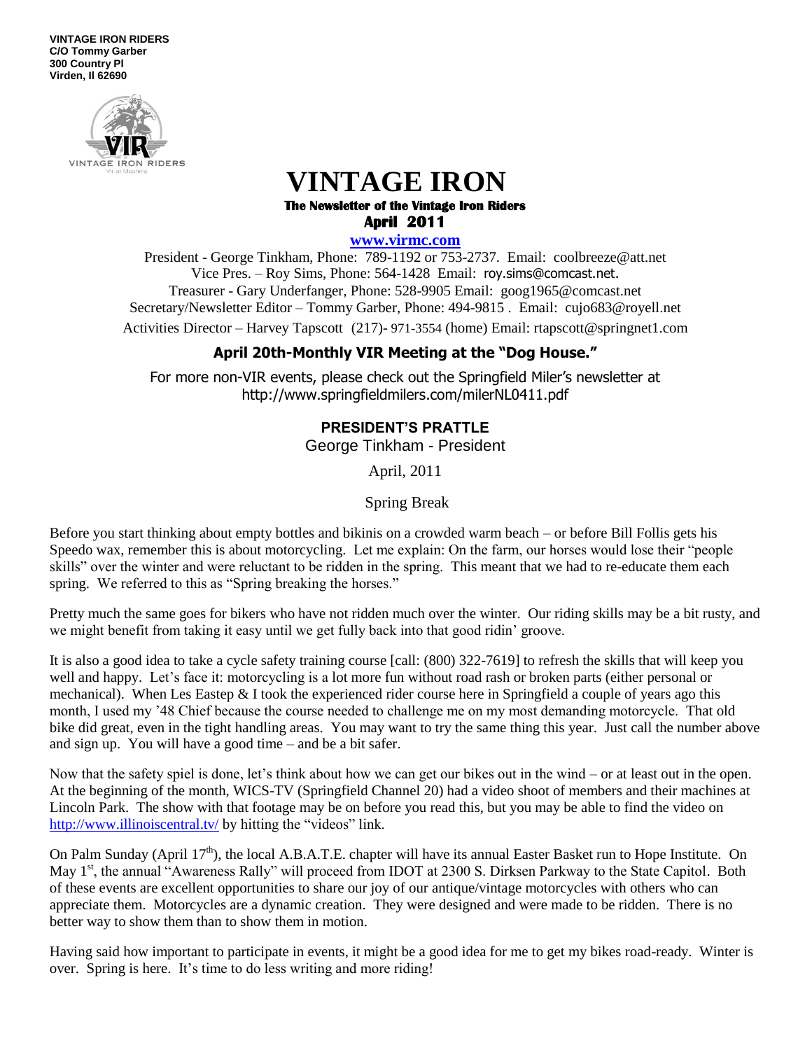**VINTAGE IRON RIDERS**
**C/O Tommy Garber**
**300 Country Pl**
**Virden, Il 62690**

# VINTAGE IRON

**The Newsletter of the Vintage Iron Riders**

**April 2011**

**www.virmc.com**

President - George Tinkham, Phone: 789-1192 or 753-2737. Email: coolbreeze@att.net
Vice Pres. – Roy Sims, Phone: 564-1428 Email: roy.sims@comcast.net.
Treasurer - Gary Underfanger, Phone: 528-9905 Email: goog1965@comcast.net
Secretary/Newsletter Editor – Tommy Garber, Phone: 494-9815 . Email: cujo683@royell.net
Activities Director – Harvey Tapscott (217)- 971-3554 (home) Email: rtapscott@springnet1.com

### April 20th-Monthly VIR Meeting at the "Dog House."

For more non-VIR events, please check out the Springfield Miler's newsletter at http://www.springfieldmilers.com/milerNL0411.pdf

## PRESIDENT'S PRATTLE

George Tinkham - President

April, 2011

Spring Break

Before you start thinking about empty bottles and bikinis on a crowded warm beach – or before Bill Follis gets his Speedo wax, remember this is about motorcycling. Let me explain: On the farm, our horses would lose their "people skills" over the winter and were reluctant to be ridden in the spring. This meant that we had to re-educate them each spring. We referred to this as "Spring breaking the horses."

Pretty much the same goes for bikers who have not ridden much over the winter. Our riding skills may be a bit rusty, and we might benefit from taking it easy until we get fully back into that good ridin' groove.

It is also a good idea to take a cycle safety training course [call: (800) 322-7619] to refresh the skills that will keep you well and happy. Let's face it: motorcycling is a lot more fun without road rash or broken parts (either personal or mechanical). When Les Eastep & I took the experienced rider course here in Springfield a couple of years ago this month, I used my '48 Chief because the course needed to challenge me on my most demanding motorcycle. That old bike did great, even in the tight handling areas. You may want to try the same thing this year. Just call the number above and sign up. You will have a good time – and be a bit safer.

Now that the safety spiel is done, let's think about how we can get our bikes out in the wind – or at least out in the open. At the beginning of the month, WICS-TV (Springfield Channel 20) had a video shoot of members and their machines at Lincoln Park. The show with that footage may be on before you read this, but you may be able to find the video on http://www.illinoiscentral.tv/ by hitting the "videos" link.

On Palm Sunday (April 17th), the local A.B.A.T.E. chapter will have its annual Easter Basket run to Hope Institute. On May 1st, the annual "Awareness Rally" will proceed from IDOT at 2300 S. Dirksen Parkway to the State Capitol. Both of these events are excellent opportunities to share our joy of our antique/vintage motorcycles with others who can appreciate them. Motorcycles are a dynamic creation. They were designed and were made to be ridden. There is no better way to show them than to show them in motion.

Having said how important to participate in events, it might be a good idea for me to get my bikes road-ready. Winter is over. Spring is here. It's time to do less writing and more riding!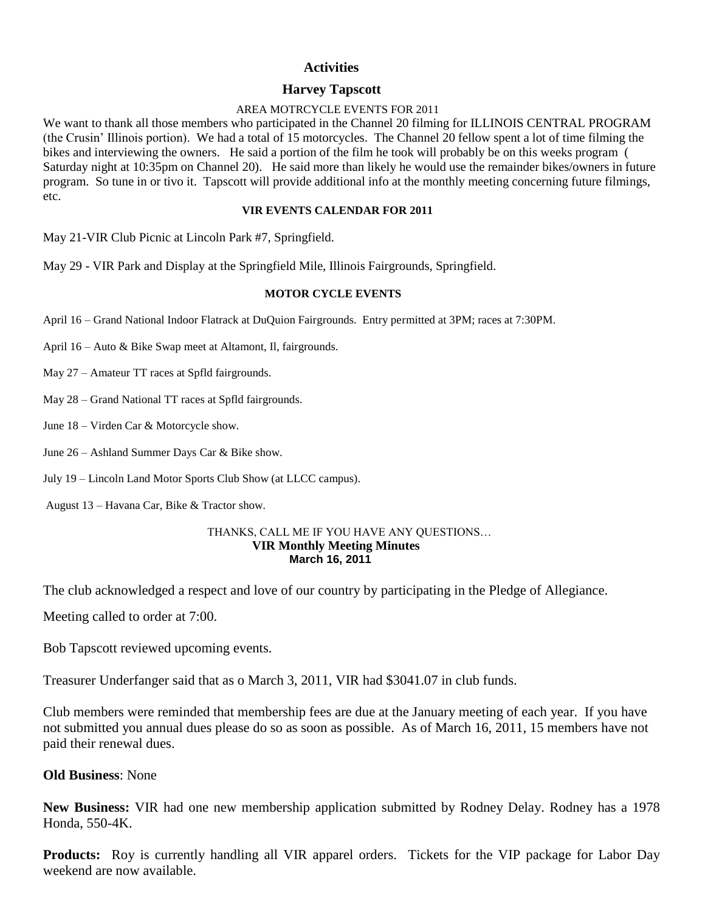## Activities

## Harvey Tapscott

AREA MOTRCYCLE EVENTS FOR 2011

We want to thank all those members who participated in the Channel 20 filming for ILLINOIS CENTRAL PROGRAM (the Crusin' Illinois portion). We had a total of 15 motorcycles. The Channel 20 fellow spent a lot of time filming the bikes and interviewing the owners. He said a portion of the film he took will probably be on this weeks program ( Saturday night at 10:35pm on Channel 20). He said more than likely he would use the remainder bikes/owners in future program. So tune in or tivo it. Tapscott will provide additional info at the monthly meeting concerning future filmings, etc.

**VIR EVENTS CALENDAR FOR 2011**

May 21-VIR Club Picnic at Lincoln Park #7, Springfield.

May 29 - VIR Park and Display at the Springfield Mile, Illinois Fairgrounds, Springfield.

**MOTOR CYCLE EVENTS**

April 16 – Grand National Indoor Flatrack at DuQuion Fairgrounds. Entry permitted at 3PM; races at 7:30PM.

April 16 – Auto & Bike Swap meet at Altamont, Il, fairgrounds.

May 27 – Amateur TT races at Spfld fairgrounds.

May 28 – Grand National TT races at Spfld fairgrounds.

June 18 – Virden Car & Motorcycle show.

June 26 – Ashland Summer Days Car & Bike show.

July 19 – Lincoln Land Motor Sports Club Show (at LLCC campus).

August 13 – Havana Car, Bike & Tractor show.

THANKS, CALL ME IF YOU HAVE ANY QUESTIONS…

## VIR Monthly Meeting Minutes

**March 16, 2011**

The club acknowledged a respect and love of our country by participating in the Pledge of Allegiance.

Meeting called to order at 7:00.

Bob Tapscott reviewed upcoming events.

Treasurer Underfanger said that as o March 3, 2011, VIR had $3041.07 in club funds.

Club members were reminded that membership fees are due at the January meeting of each year. If you have not submitted you annual dues please do so as soon as possible. As of March 16, 2011, 15 members have not paid their renewal dues.

**Old Business**: None

**New Business:** VIR had one new membership application submitted by Rodney Delay. Rodney has a 1978 Honda, 550-4K.

**Products:** Roy is currently handling all VIR apparel orders. Tickets for the VIP package for Labor Day weekend are now available.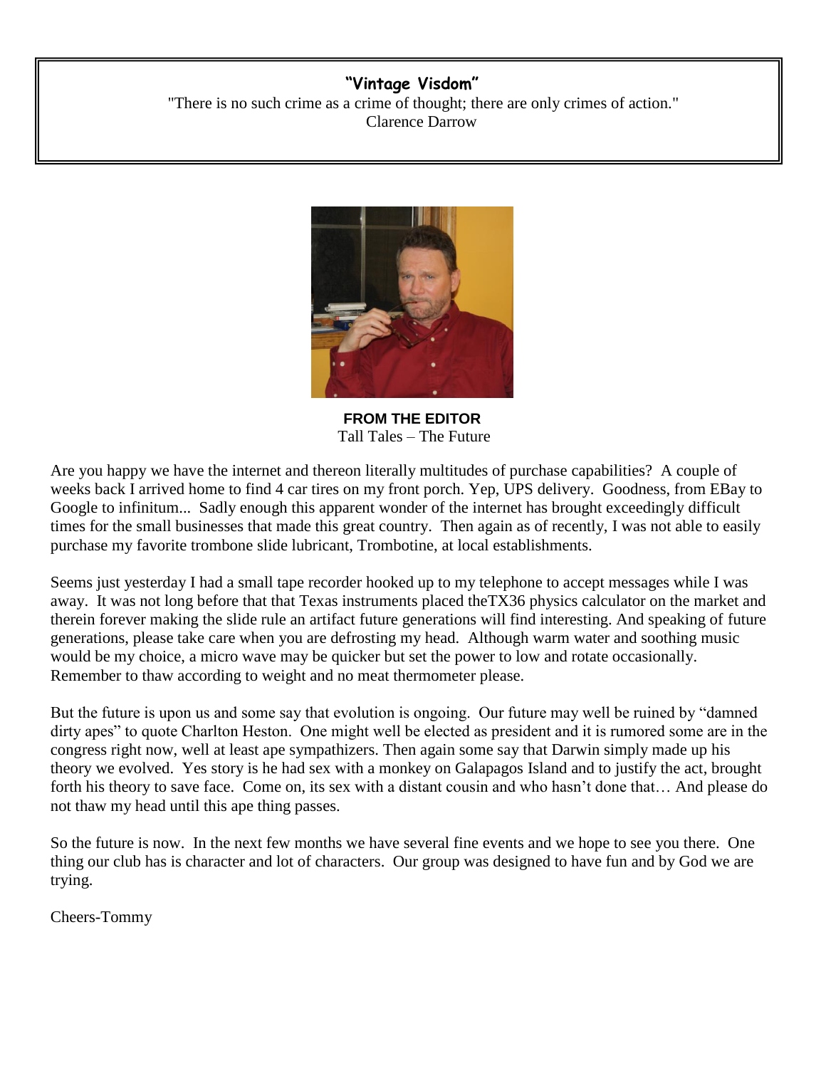**"Vintage Visdom"**

"There is no such crime as a crime of thought; there are only crimes of action."
Clarence Darrow

**FROM THE EDITOR**
Tall Tales – The Future

Are you happy we have the internet and thereon literally multitudes of purchase capabilities? A couple of weeks back I arrived home to find 4 car tires on my front porch. Yep, UPS delivery. Goodness, from EBay to Google to infinitum... Sadly enough this apparent wonder of the internet has brought exceedingly difficult times for the small businesses that made this great country. Then again as of recently, I was not able to easily purchase my favorite trombone slide lubricant, Trombotine, at local establishments.

Seems just yesterday I had a small tape recorder hooked up to my telephone to accept messages while I was away. It was not long before that that Texas instruments placed theTX36 physics calculator on the market and therein forever making the slide rule an artifact future generations will find interesting. And speaking of future generations, please take care when you are defrosting my head. Although warm water and soothing music would be my choice, a micro wave may be quicker but set the power to low and rotate occasionally. Remember to thaw according to weight and no meat thermometer please.

But the future is upon us and some say that evolution is ongoing. Our future may well be ruined by "damned dirty apes" to quote Charlton Heston. One might well be elected as president and it is rumored some are in the congress right now, well at least ape sympathizers. Then again some say that Darwin simply made up his theory we evolved. Yes story is he had sex with a monkey on Galapagos Island and to justify the act, brought forth his theory to save face. Come on, its sex with a distant cousin and who hasn't done that… And please do not thaw my head until this ape thing passes.

So the future is now. In the next few months we have several fine events and we hope to see you there. One thing our club has is character and lot of characters. Our group was designed to have fun and by God we are trying.

Cheers-Tommy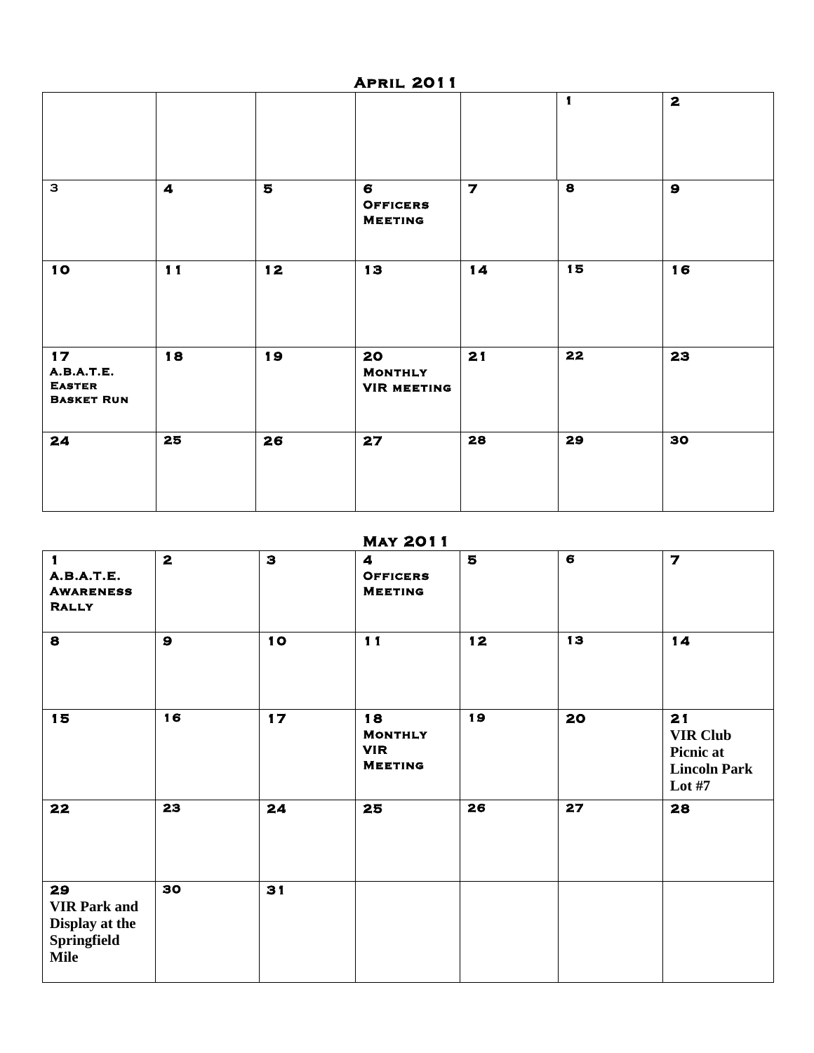## April 2011

| | | | | | | |
|---|---|---|---|---|---|---|
| | | | | | 1 | 2 |
| 3 | 4 | 5 | 6 Officers Meeting | 7 | 8 | 9 |
| 10 | 11 | 12 | 13 | 14 | 15 | 16 |
| 17 A.B.A.T.E. Easter Basket Run | 18 | 19 | 20 Monthly VIR meeting | 21 | 22 | 23 |
| 24 | 25 | 26 | 27 | 28 | 29 | 30 |

## May 2011

| | | | | | | |
|---|---|---|---|---|---|---|
| 1 A.B.A.T.E. Awareness Rally | 2 | 3 | 4 Officers Meeting | 5 | 6 | 7 |
| 8 | 9 | 10 | 11 | 12 | 13 | 14 |
| 15 | 16 | 17 | 18 Monthly VIR Meeting | 19 | 20 | 21 **VIR Club Picnic at Lincoln Park Lot #7** |
| 22 | 23 | 24 | 25 | 26 | 27 | 28 |
| 29 **VIR Park and Display at the Springfield Mile** | 30 | 31 | | | | |